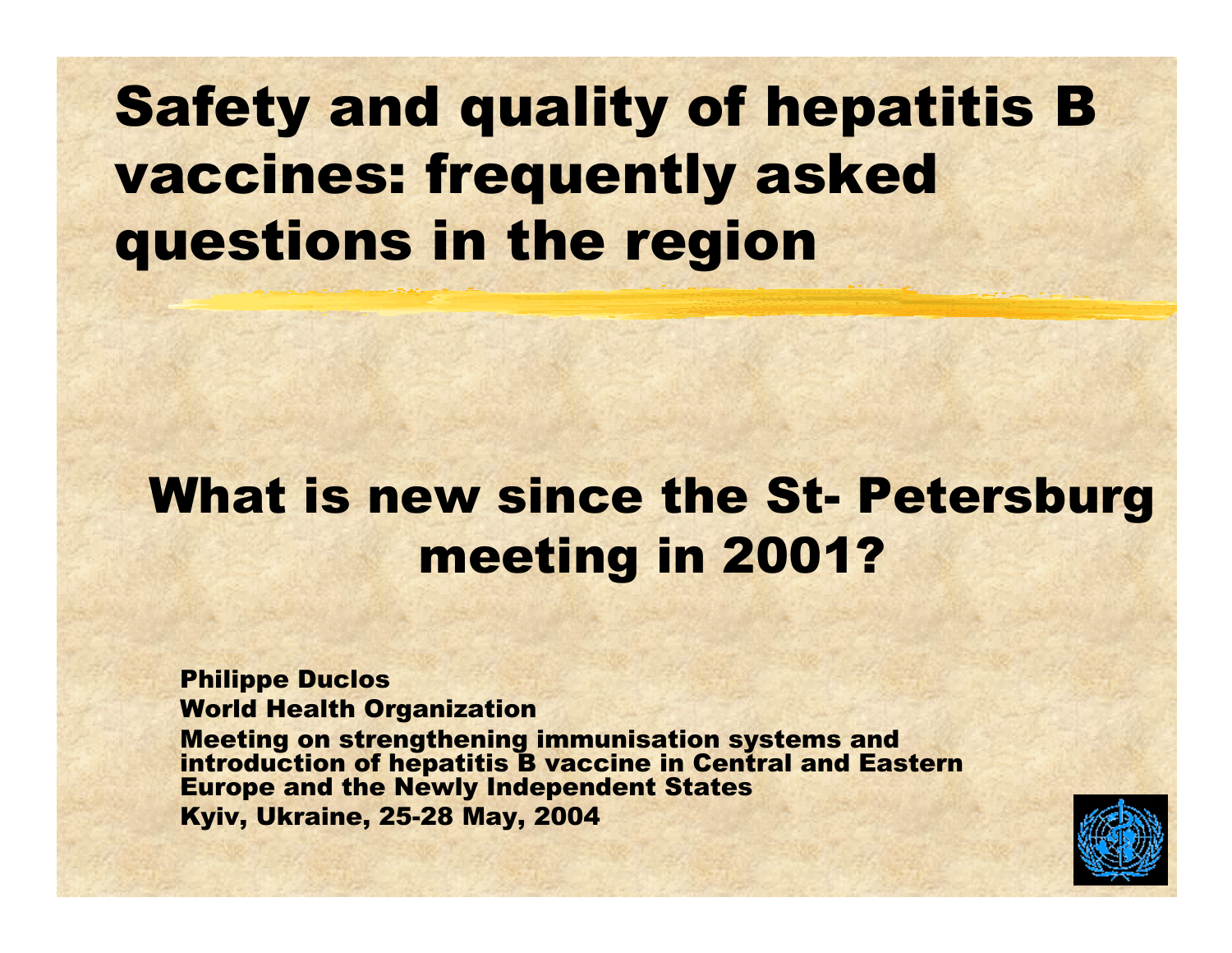# Safety and quality of hepatitis B vaccines: frequently asked questions in the region

## What is new since the St- Petersburg meeting in 2001?

**Philippe Duclos**

**World Health Organization**

**Meeting on strengthening immunisation systems and introduction of hepatitis B vaccine in Central and Eastern Europe and the Newly Independent States**

**Kyiv, Ukraine, 25-28 May, 2004**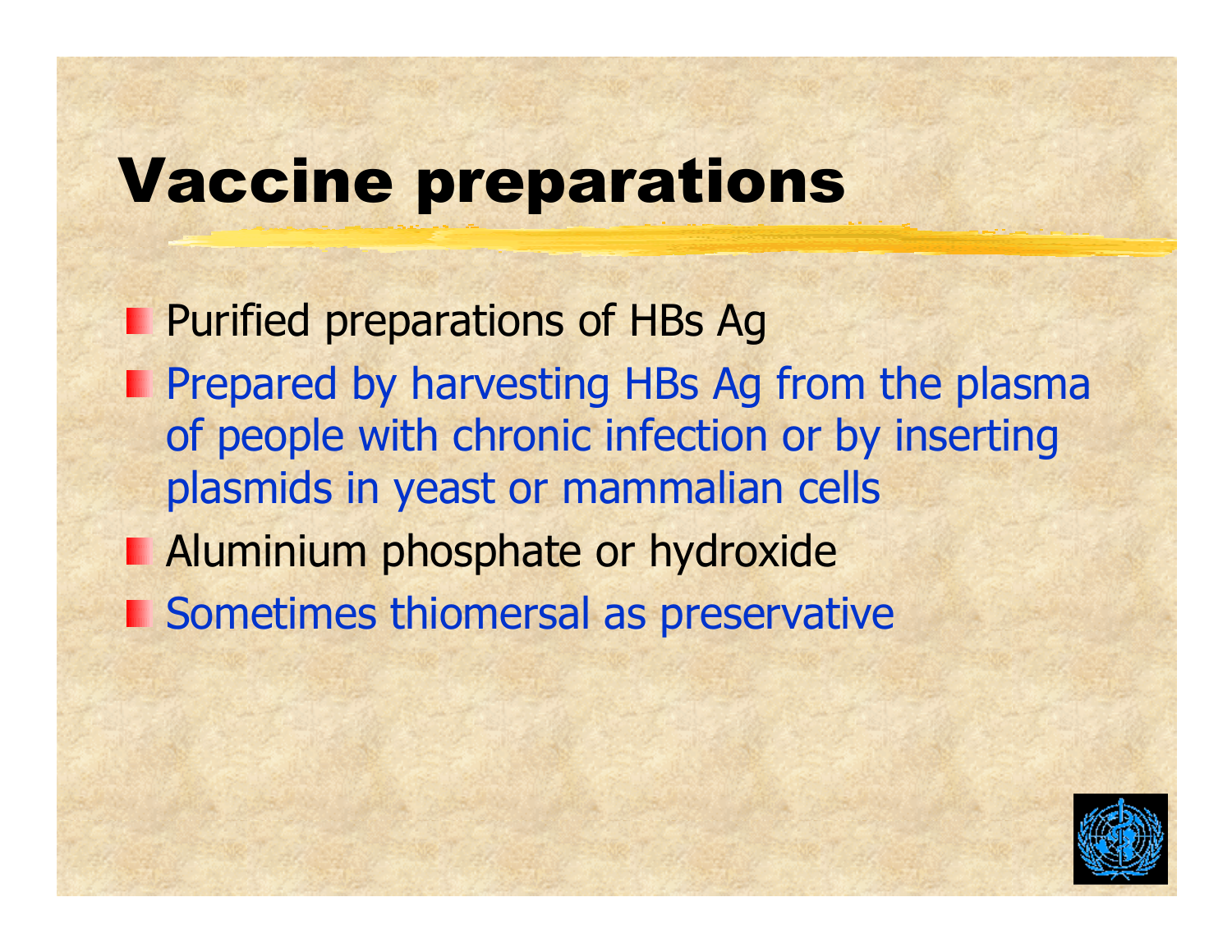# Vaccine preparations

- Purified preparations of HBs Ag
- Prepared by harvesting HBs Ag from the plasma of people with chronic infection or by inserting plasmids in yeast or mammalian cells
- Aluminium phosphate or hydroxide
- Sometimes thiomersal as preservative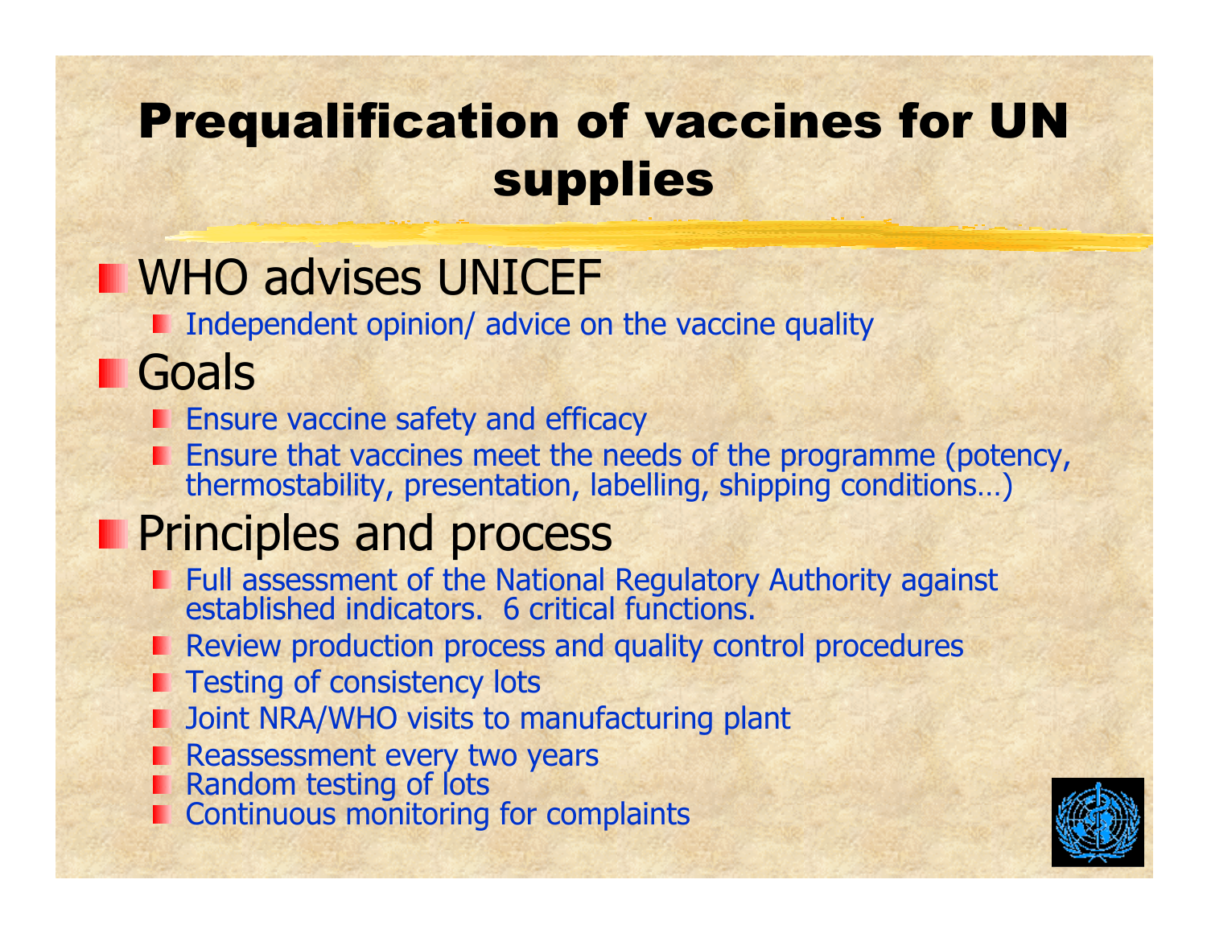# Prequalification of vaccines for UN supplies

- WHO advises UNICEF
  - Independent opinion/ advice on the vaccine quality
- Goals
  - Ensure vaccine safety and efficacy
  - Ensure that vaccines meet the needs of the programme (potency, thermostability, presentation, labelling, shipping conditions…)
- Principles and process
  - Full assessment of the National Regulatory Authority against established indicators. 6 critical functions.
  - Review production process and quality control procedures
  - Testing of consistency lots
  - Joint NRA/WHO visits to manufacturing plant
  - Reassessment every two years
  - Random testing of lots
  - Continuous monitoring for complaints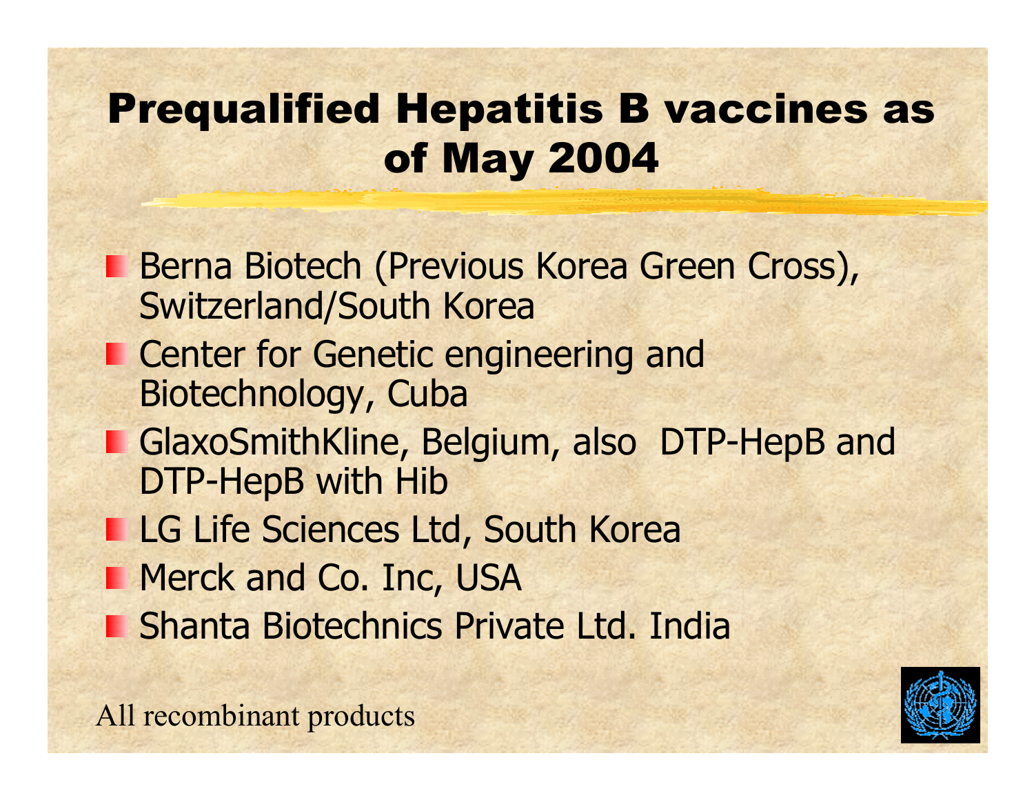# Prequalified Hepatitis B vaccines as of May 2004

- Berna Biotech (Previous Korea Green Cross), Switzerland/South Korea
- Center for Genetic engineering and Biotechnology, Cuba
- GlaxoSmithKline, Belgium, also DTP-HepB and DTP-HepB with Hib
- LG Life Sciences Ltd, South Korea
- Merck and Co. Inc, USA
- Shanta Biotechnics Private Ltd. India

All recombinant products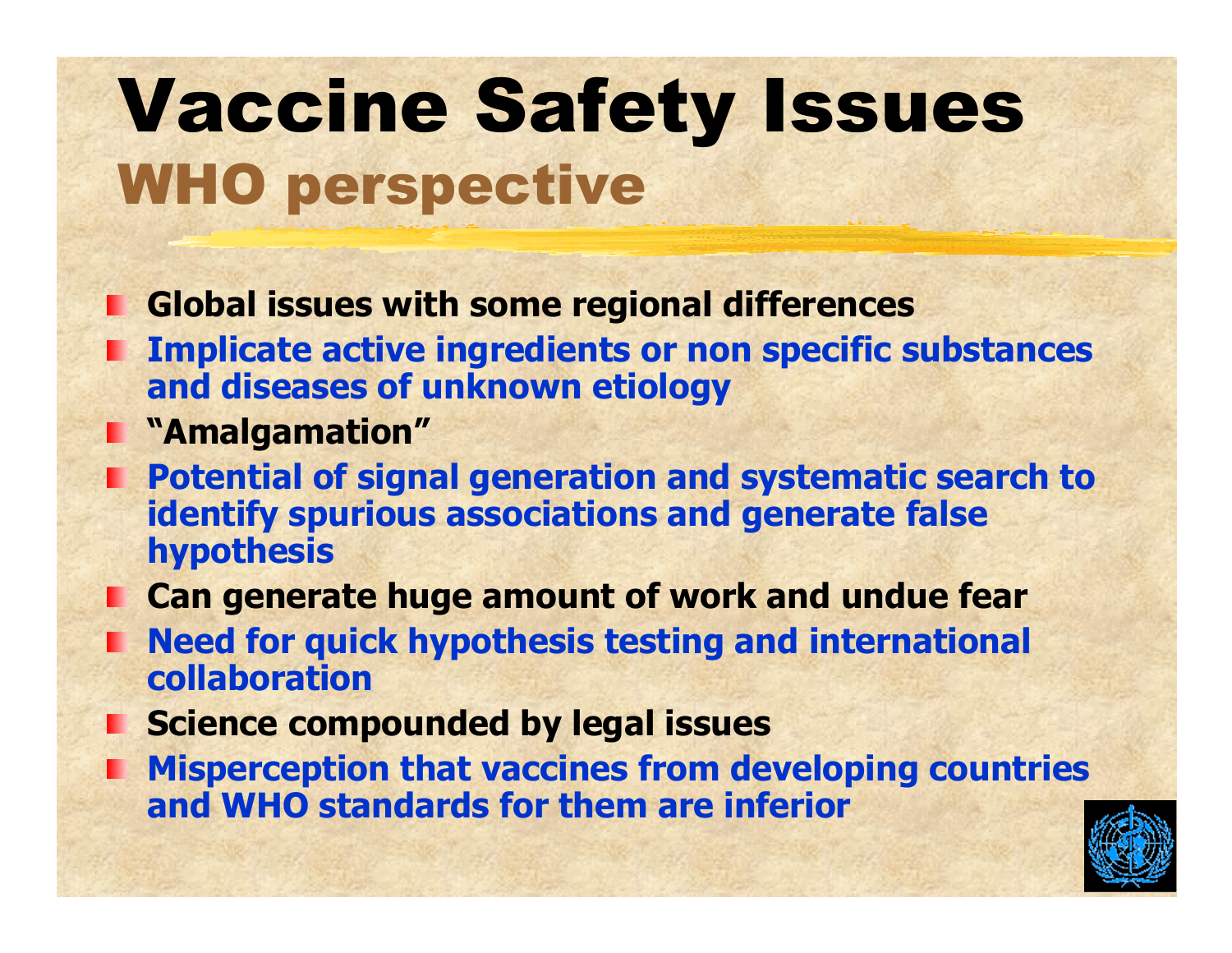# Vaccine Safety Issues

## WHO perspective

- **Global issues with some regional differences**
- **Implicate active ingredients or non specific substances and diseases of unknown etiology**
- **"Amalgamation"**
- **Potential of signal generation and systematic search to identify spurious associations and generate false hypothesis**
- **Can generate huge amount of work and undue fear**
- **Need for quick hypothesis testing and international collaboration**
- **Science compounded by legal issues**
- **Misperception that vaccines from developing countries and WHO standards for them are inferior**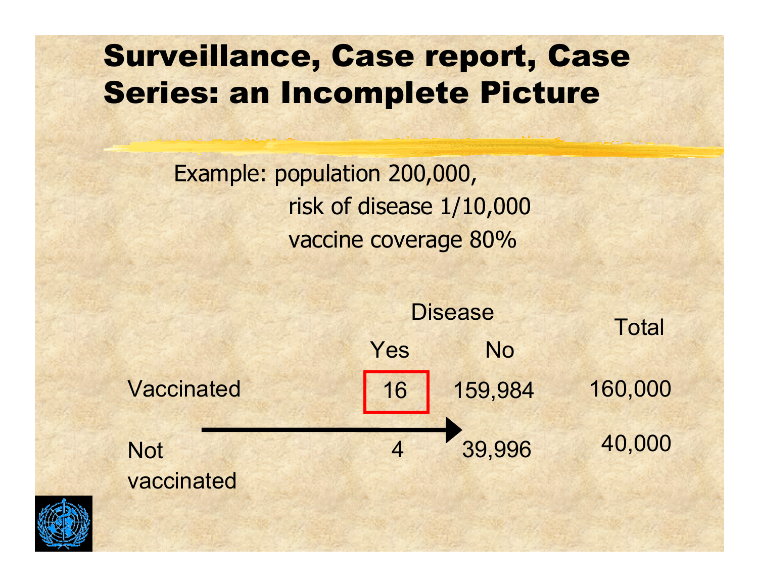# Surveillance, Case report, Case Series: an Incomplete Picture

Example: population 200,000,
risk of disease 1/10,000
vaccine coverage 80%

| | Disease: Yes | Disease: No | Total |
|---|---|---|---|
| Vaccinated | 16 | 159,984 | 160,000 |
| Not vaccinated | 4 | 39,996 | 40,000 |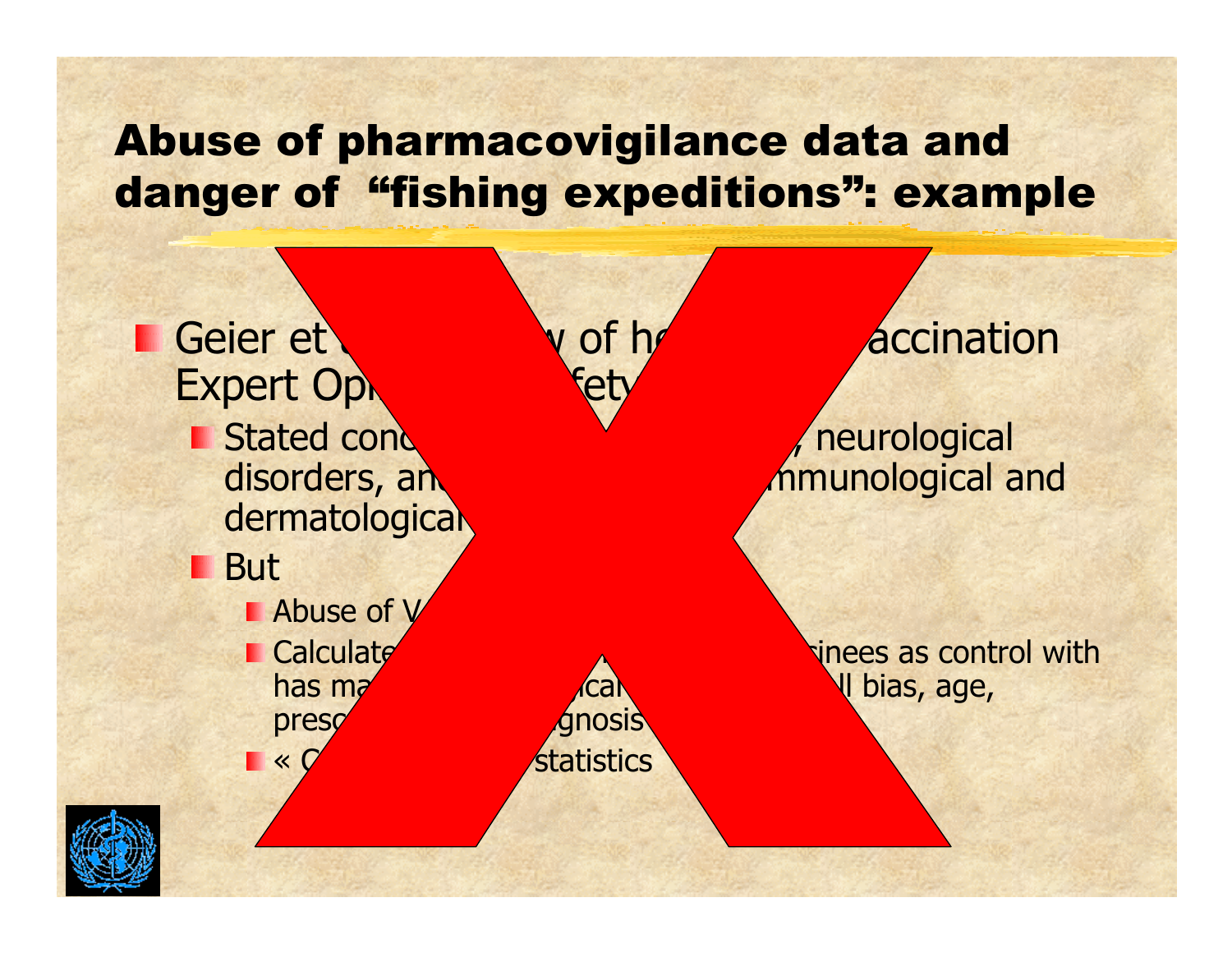# Abuse of pharmacovigilance data and danger of "fishing expeditions": example

- Geier et a... w of he... accination Expert Op... fety
  - Stated conc... , neurological disorders, an... mmunological and dermatological
  - But
    - Abuse of V...
    - Calculate... inees as control with has ma... ical ... ll bias, age, presc... gnosis
    - « C... statistics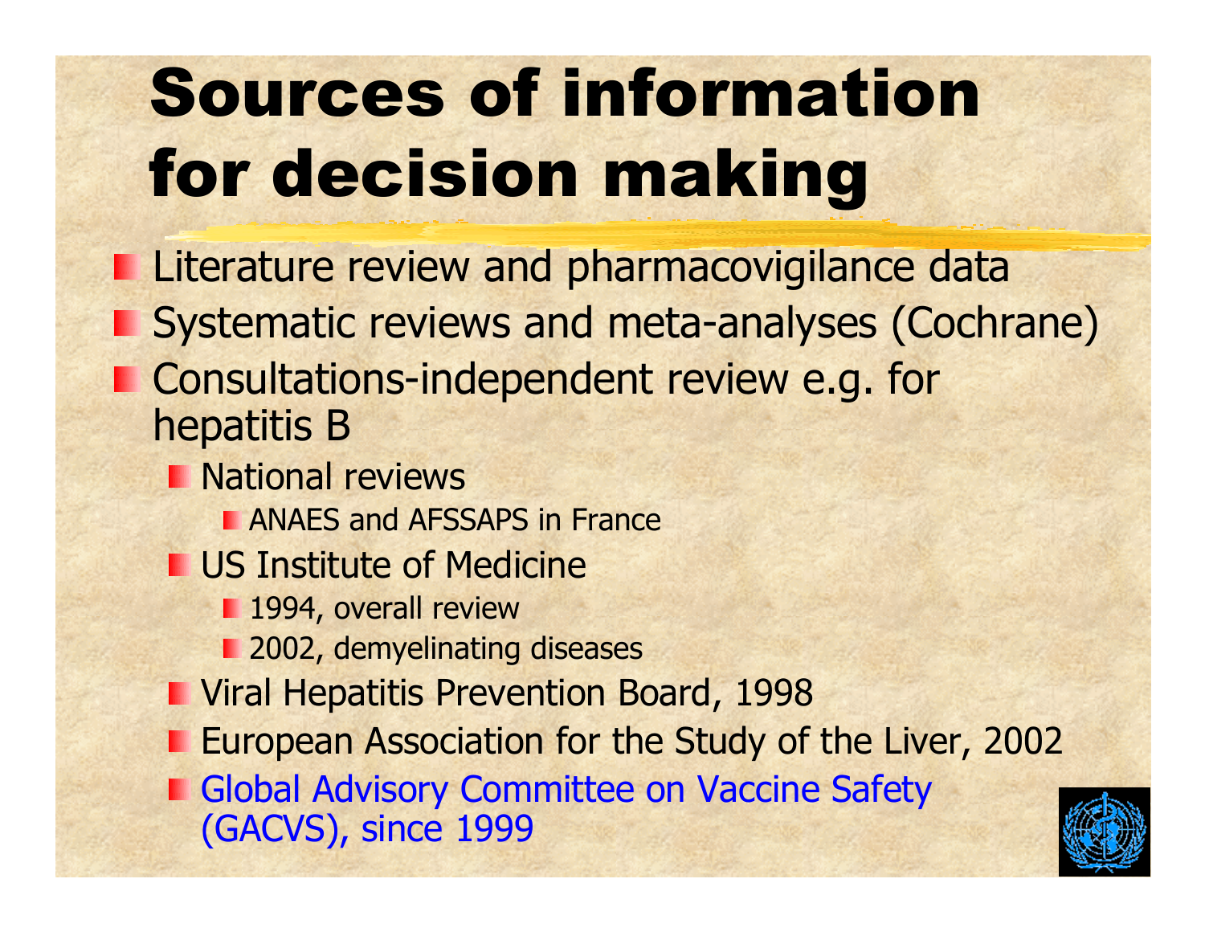# Sources of information for decision making

- Literature review and pharmacovigilance data
- Systematic reviews and meta-analyses (Cochrane)
- Consultations-independent review e.g. for hepatitis B
  - National reviews
    - ANAES and AFSSAPS in France
  - US Institute of Medicine
    - 1994, overall review
    - 2002, demyelinating diseases
  - Viral Hepatitis Prevention Board, 1998
  - European Association for the Study of the Liver, 2002
  - Global Advisory Committee on Vaccine Safety (GACVS), since 1999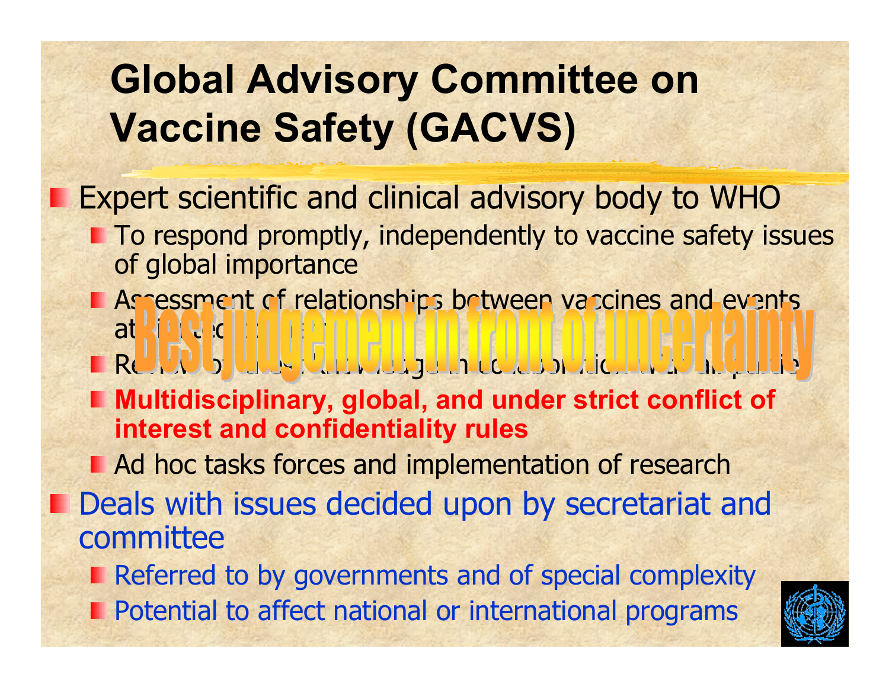# Global Advisory Committee on Vaccine Safety (GACVS)

- Expert scientific and clinical advisory body to WHO
  - To respond promptly, independently to vaccine safety issues of global importance
  - Assessment of relationships between vaccines and events attributed
  - Review of knowledge in collaboration with all parties
  - **Multidisciplinary, global, and under strict conflict of interest and confidentiality rules**
  - Ad hoc tasks forces and implementation of research
- Deals with issues decided upon by secretariat and committee
  - Referred to by governments and of special complexity
  - Potential to affect national or international programs

Best judgement in front of uncertainty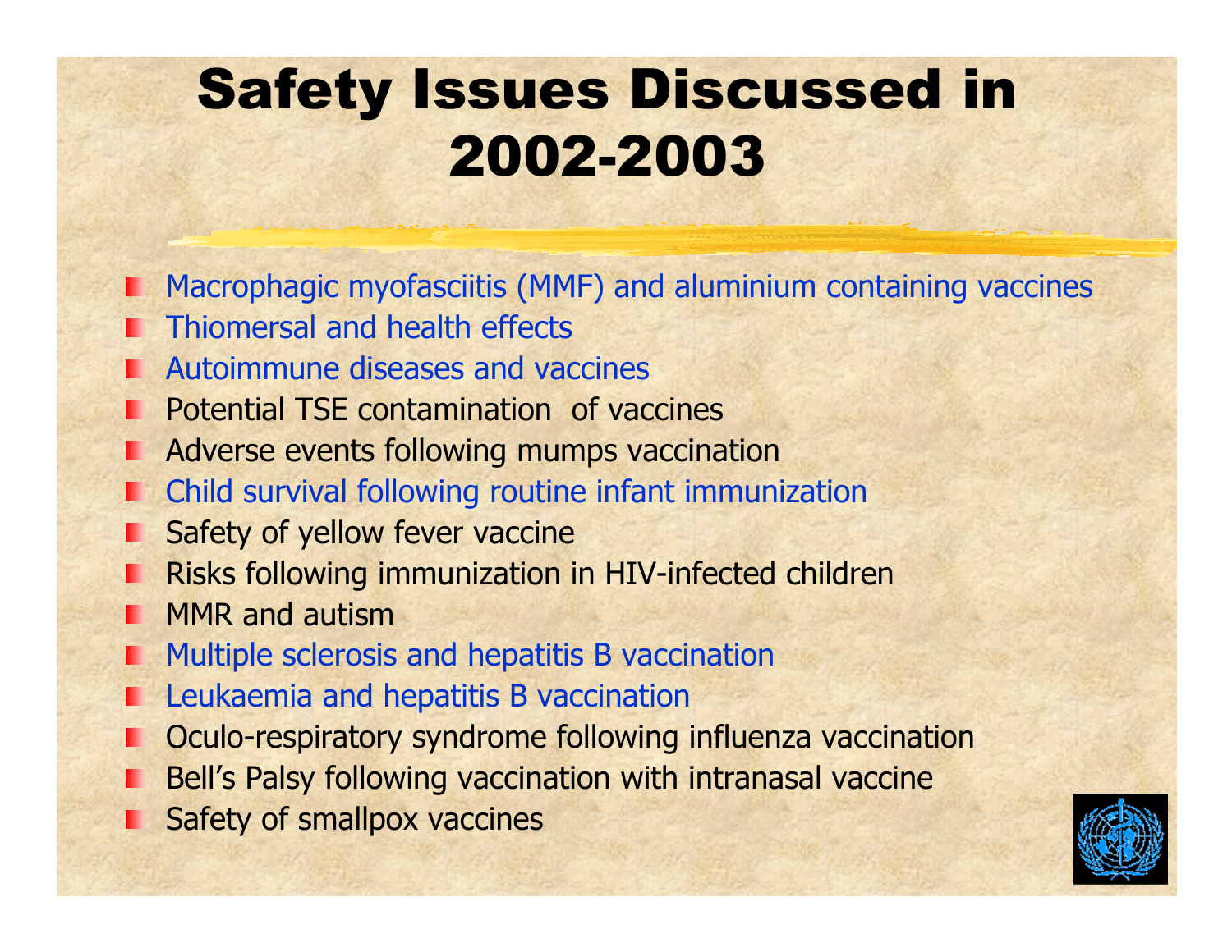# Safety Issues Discussed in 2002-2003

- Macrophagic myofasciitis (MMF) and aluminium containing vaccines
- Thiomersal and health effects
- Autoimmune diseases and vaccines
- Potential TSE contamination of vaccines
- Adverse events following mumps vaccination
- Child survival following routine infant immunization
- Safety of yellow fever vaccine
- Risks following immunization in HIV-infected children
- MMR and autism
- Multiple sclerosis and hepatitis B vaccination
- Leukaemia and hepatitis B vaccination
- Oculo-respiratory syndrome following influenza vaccination
- Bell's Palsy following vaccination with intranasal vaccine
- Safety of smallpox vaccines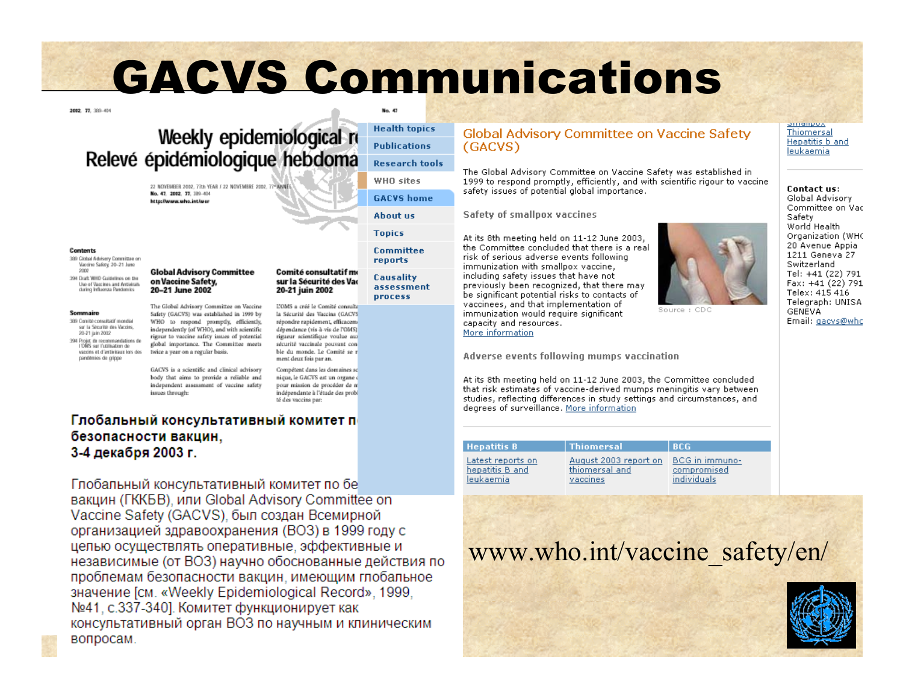# GACVS Communications

2002, 77, 389-404

**Weekly epidemiological r...**
**Relevé épidémiologique hebdoma...**

22 NOVEMBER 2002, 77th YEAR / 22 NOVEMBRE 2002, 77e ANNÉE
No. 47, 2002, 77, 389-404
http://www.who.int/wer

**Contents**

389 Global Advisory Committee on Vaccine Safety, 20–21 June 2002

394 Draft WHO Guidelines on the Use of Vaccines and Antivirals during Influenza Pandemics

**Sommaire**

389 Comité consultatif mondial sur la Sécurité des Vaccins, 20-21 juin 2002

394 Projet de recommandations de l'OMS sur l'utilisation de vaccins et d'antiviraux lors des pandémies de grippe

**Global Advisory Committee on Vaccine Safety, 20–21 June 2002**

The Global Advisory Committee on Vaccine Safety (GACVS) was established in 1999 by WHO to respond promptly, efficiently, and with scientific rigour to vaccine safety issues of potential global importance. The Committee meets twice a year on a regular basis.

GACVS is a scientific and clinical advisory body that aims to provide a reliable and independent assessment of vaccine safety issues through:

**Comité consultatif mondial sur la Sécurité des Vac... 20-21 juin 2002**

L'OMS a créé le Comité consulta... la Sécurité des Vaccins (GACVS... répondre rapidement, efficacem... dépendance (vis-à-vis de l'OMS)... rigueur scientifique voulue au... sécurité vaccinale pouvant con... ble du monde. Le Comité se r... ment deux fois par an.

Compétent dans les domaines sc... nique, le GACVS est un organe c... pour mission de procéder de m... indépendante à l'étude des probl... té des vaccins par:

No. 47

**Глобальный консультативный комитет п... безопасности вакцин, 3-4 декабря 2003 г.**

Глобальный консультативный комитет по бе... вакцин (ГККБВ), или Global Advisory Committee on Vaccine Safety (GACVS), был создан Всемирной организацией здравоохранения (ВОЗ) в 1999 году с целью осуществлять оперативные, эффективные и независимые (от ВОЗ) научно обоснованные действия по проблемам безопасности вакцин, имеющим глобальное значение [см. «Weekly Epidemiological Record», 1999, №41, с.337-340]. Комитет функционирует как консультативный орган ВОЗ по научным и клиническим вопросам.

- Health topics
- Publications
- Research tools
- WHO sites
- GACVS home
- About us
- Topics
- Committee reports
- Causality assessment process

## Global Advisory Committee on Vaccine Safety (GACVS)

The Global Advisory Committee on Vaccine Safety was established in 1999 to respond promptly, efficiently, and with scientific rigour to vaccine safety issues of potential global importance.

### Safety of smallpox vaccines

At its 8th meeting held on 11-12 June 2003, the Committee concluded that there is a real risk of serious adverse events following immunization with smallpox vaccine, including safety issues that have not previously been recognized, that there may be significant potential risks to contacts of vaccinees, and that implementation of immunization would require significant capacity and resources. More information

Source : CDC

### Adverse events following mumps vaccination

At its 8th meeting held on 11-12 June 2003, the Committee concluded that risk estimates of vaccine-derived mumps meningitis vary between studies, reflecting differences in study settings and circumstances, and degrees of surveillance. More information

| Hepatitis B | Thiomersal | BCG |
|---|---|---|
| Latest reports on hepatitis B and leukaemia | August 2003 report on thiomersal and vaccines | BCG in immuno-compromised individuals |

Smallpox
Thiomersal
Hepatitis b and leukaemia

**Contact us:**
Global Advisory Committee on Vac... Safety
World Health Organization (WH...
20 Avenue Appia
1211 Geneva 27
Switzerland
Tel: +41 (22) 791...
Fax: +41 (22) 791...
Telex: 415 416
Telegraph: UNISA GENEVA
Email: gacvs@who...

www.who.int/vaccine_safety/en/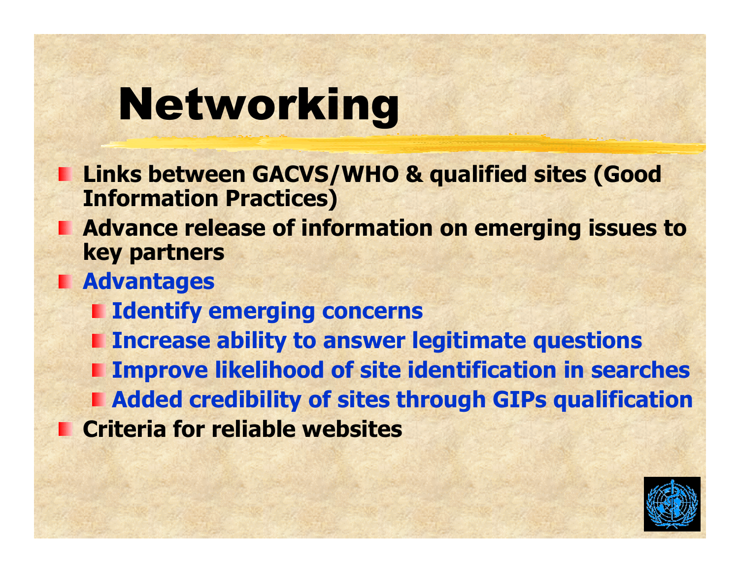# Networking

- **Links between GACVS/WHO & qualified sites (Good Information Practices)**
- **Advance release of information on emerging issues to key partners**
- **Advantages**
  - **Identify emerging concerns**
  - **Increase ability to answer legitimate questions**
  - **Improve likelihood of site identification in searches**
  - **Added credibility of sites through GIPs qualification**
- **Criteria for reliable websites**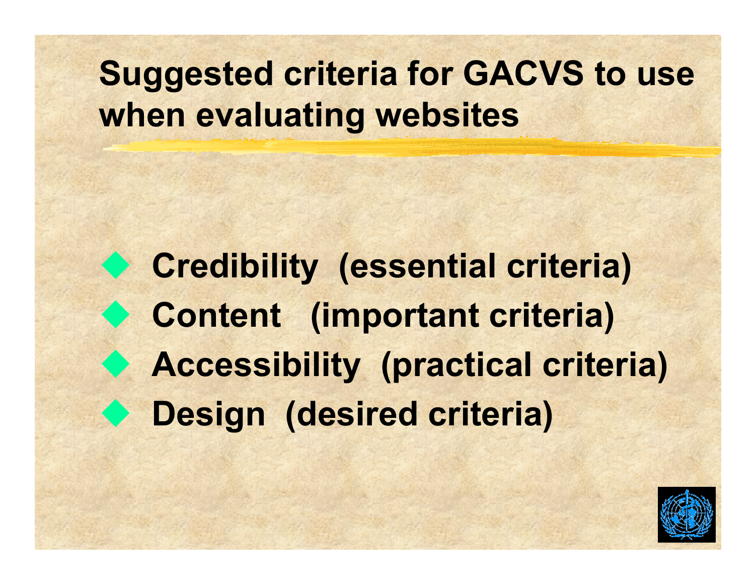# Suggested criteria for GACVS to use when evaluating websites

- Credibility (essential criteria)
- Content (important criteria)
- Accessibility (practical criteria)
- Design (desired criteria)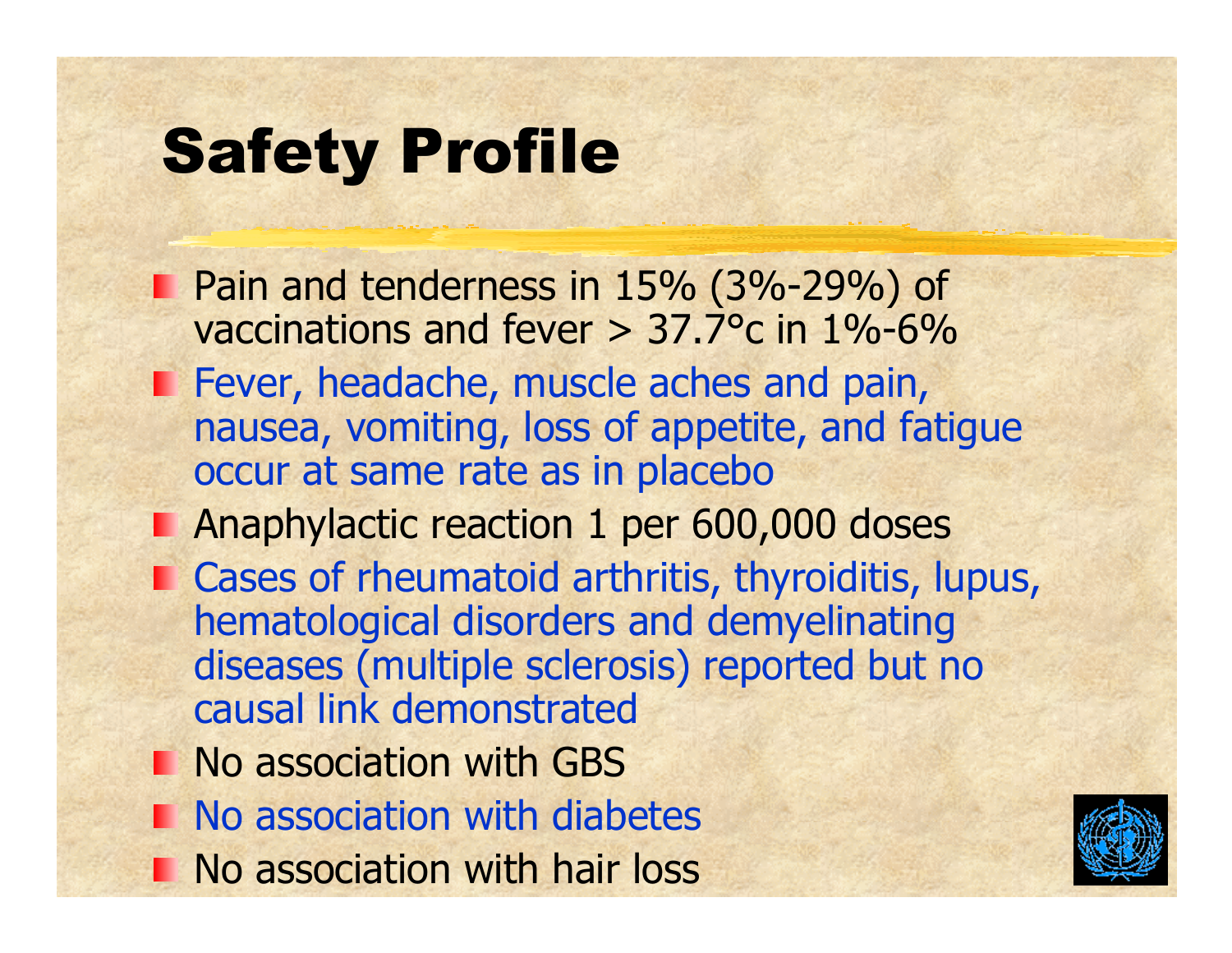# Safety Profile

- Pain and tenderness in 15% (3%-29%) of vaccinations and fever > 37.7°c in 1%-6%
- Fever, headache, muscle aches and pain, nausea, vomiting, loss of appetite, and fatigue occur at same rate as in placebo
- Anaphylactic reaction 1 per 600,000 doses
- Cases of rheumatoid arthritis, thyroiditis, lupus, hematological disorders and demyelinating diseases (multiple sclerosis) reported but no causal link demonstrated
- No association with GBS
- No association with diabetes
- No association with hair loss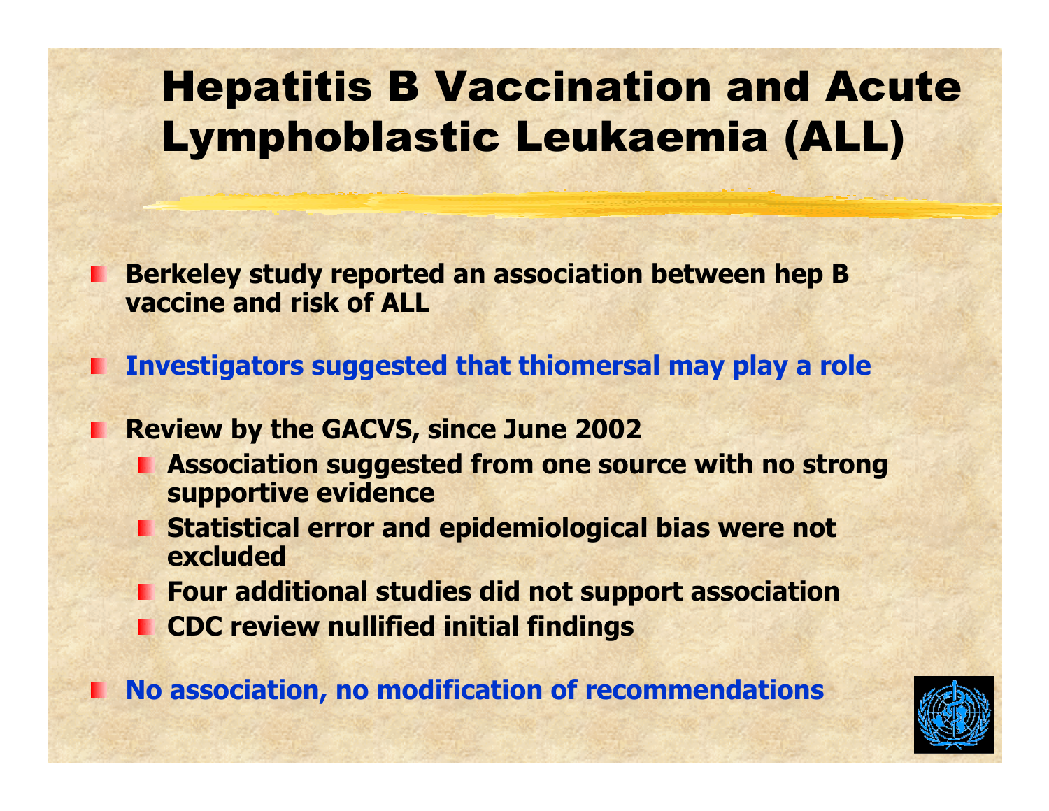# Hepatitis B Vaccination and Acute Lymphoblastic Leukaemia (ALL)

- **Berkeley study reported an association between hep B vaccine and risk of ALL**
- **Investigators suggested that thiomersal may play a role**
- **Review by the GACVS, since June 2002**
  - **Association suggested from one source with no strong supportive evidence**
  - **Statistical error and epidemiological bias were not excluded**
  - **Four additional studies did not support association**
  - **CDC review nullified initial findings**
- **No association, no modification of recommendations**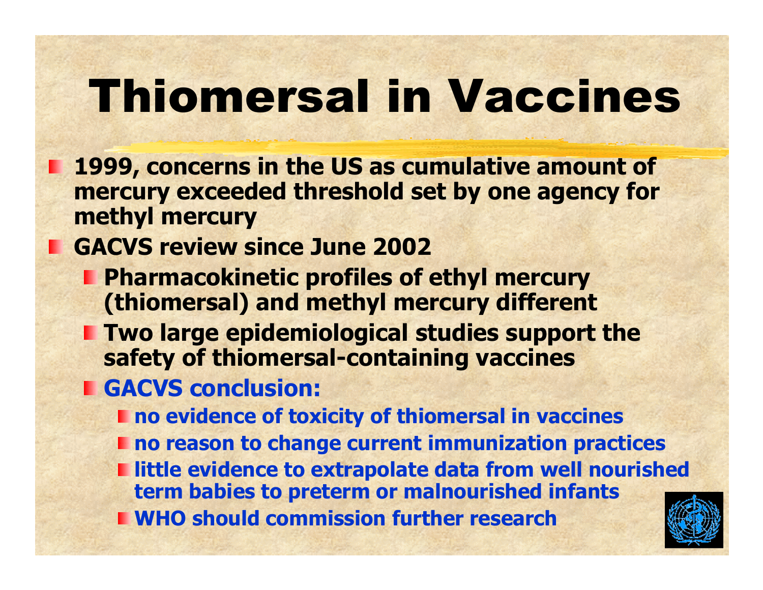# Thiomersal in Vaccines

- **1999, concerns in the US as cumulative amount of mercury exceeded threshold set by one agency for methyl mercury**
- **GACVS review since June 2002**
  - **Pharmacokinetic profiles of ethyl mercury (thiomersal) and methyl mercury different**
  - **Two large epidemiological studies support the safety of thiomersal-containing vaccines**
  - **GACVS conclusion:**
    - **no evidence of toxicity of thiomersal in vaccines**
    - **no reason to change current immunization practices**
    - **little evidence to extrapolate data from well nourished term babies to preterm or malnourished infants**
    - **WHO should commission further research**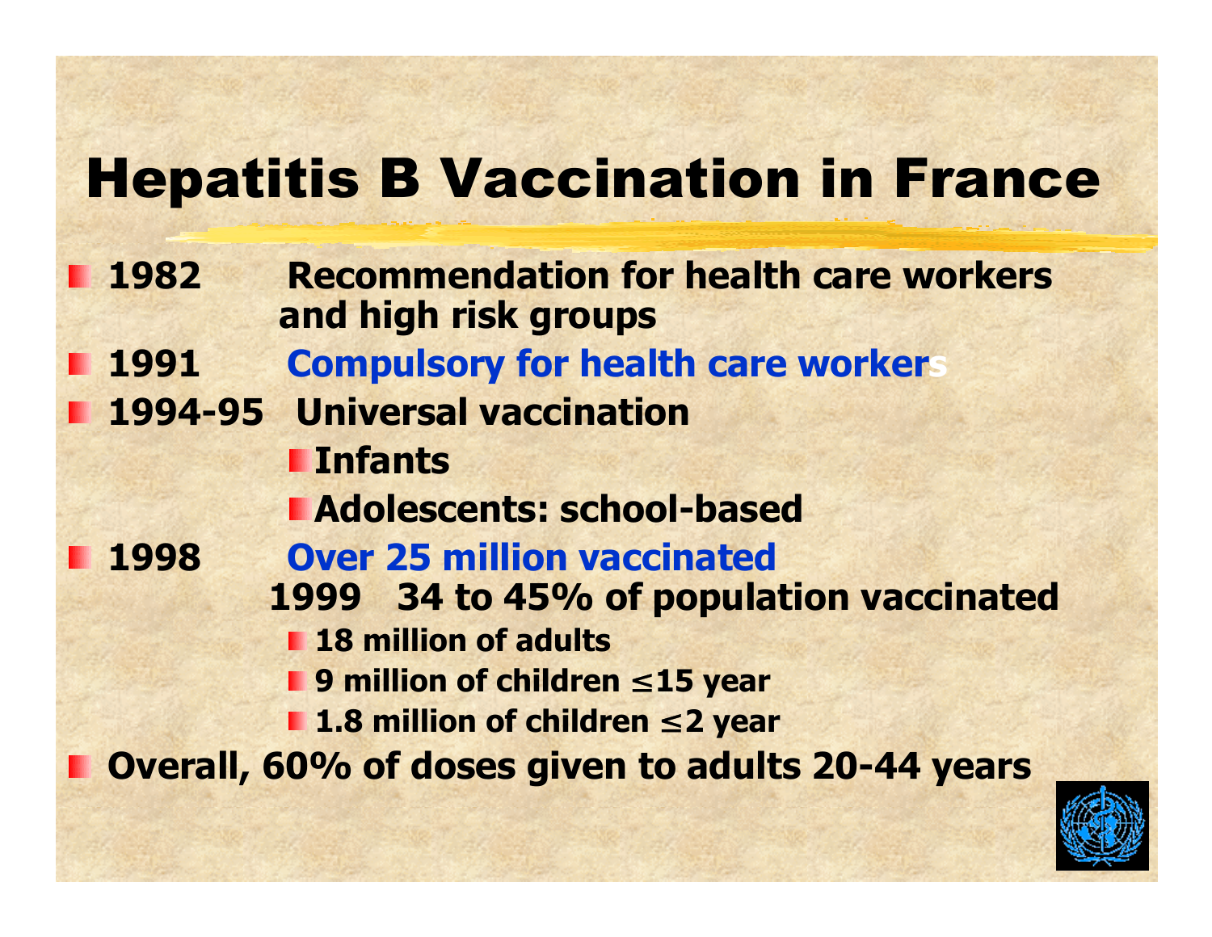# Hepatitis B Vaccination in France

- **1982** **Recommendation for health care workers and high risk groups**
- **1991** **Compulsory for health care workers**
- **1994-95** **Universal vaccination**
  - **Infants**
  - **Adolescents: school-based**
- **1998** **Over 25 million vaccinated**
  
  **1999 34 to 45% of population vaccinated**
  - **18 million of adults**
  - **9 million of children ≤15 year**
  - **1.8 million of children ≤2 year**
- **Overall, 60% of doses given to adults 20-44 years**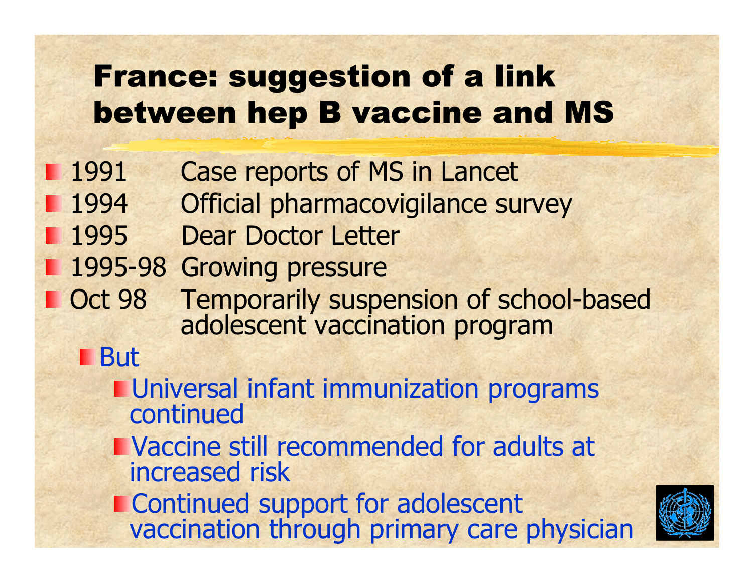# France: suggestion of a link between hep B vaccine and MS

- 1991 Case reports of MS in Lancet
- 1994 Official pharmacovigilance survey
- 1995 Dear Doctor Letter
- 1995-98 Growing pressure
- Oct 98 Temporarily suspension of school-based adolescent vaccination program
  - But
    - Universal infant immunization programs continued
    - Vaccine still recommended for adults at increased risk
    - Continued support for adolescent vaccination through primary care physician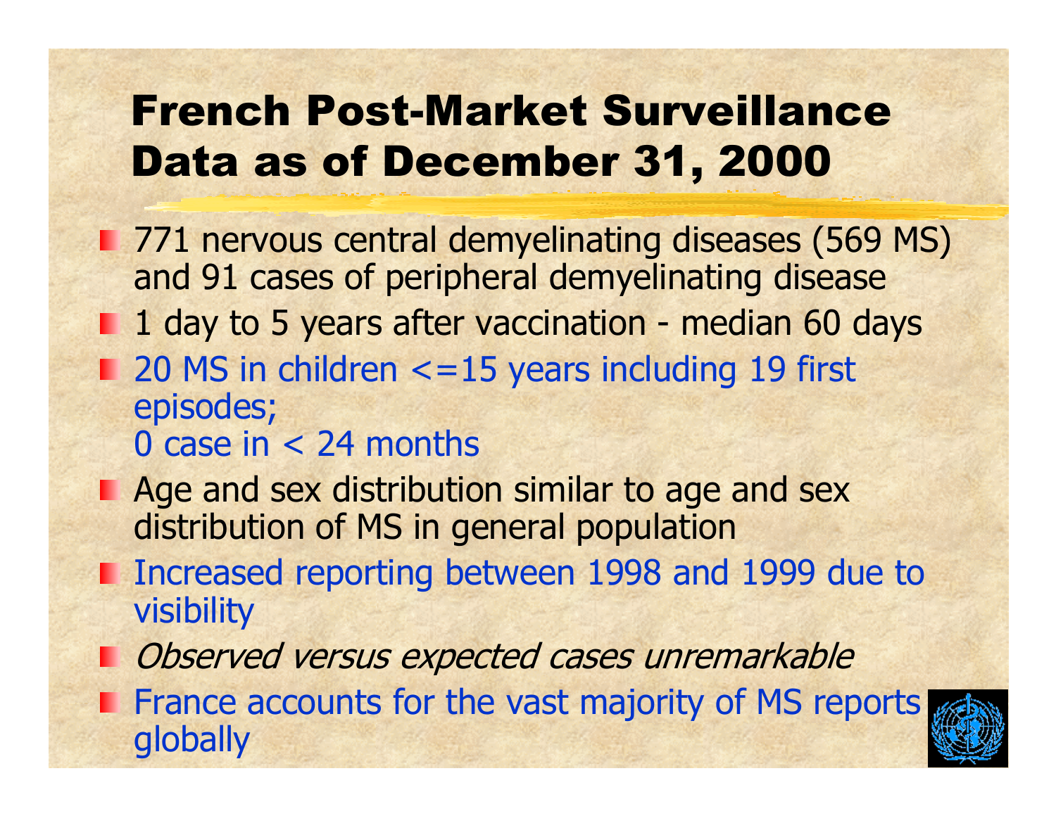# French Post-Market Surveillance Data as of December 31, 2000

- 771 nervous central demyelinating diseases (569 MS) and 91 cases of peripheral demyelinating disease
- 1 day to 5 years after vaccination - median 60 days
- 20 MS in children <=15 years including 19 first episodes;
  0 case in < 24 months
- Age and sex distribution similar to age and sex distribution of MS in general population
- Increased reporting between 1998 and 1999 due to visibility
- *Observed versus expected cases unremarkable*
- France accounts for the vast majority of MS reports globally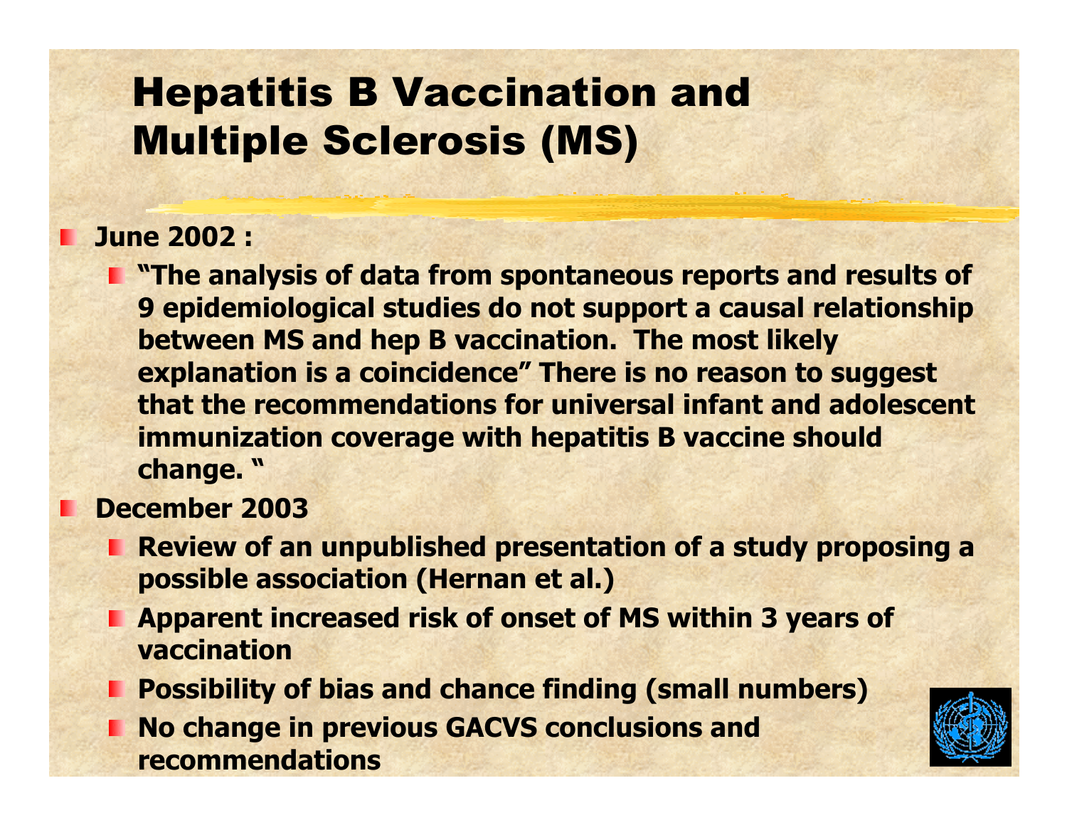# Hepatitis B Vaccination and Multiple Sclerosis (MS)

- **June 2002 :**
  - **"The analysis of data from spontaneous reports and results of 9 epidemiological studies do not support a causal relationship between MS and hep B vaccination. The most likely explanation is a coincidence" There is no reason to suggest that the recommendations for universal infant and adolescent immunization coverage with hepatitis B vaccine should change. "**
- **December 2003**
  - **Review of an unpublished presentation of a study proposing a possible association (Hernan et al.)**
  - **Apparent increased risk of onset of MS within 3 years of vaccination**
  - **Possibility of bias and chance finding (small numbers)**
  - **No change in previous GACVS conclusions and recommendations**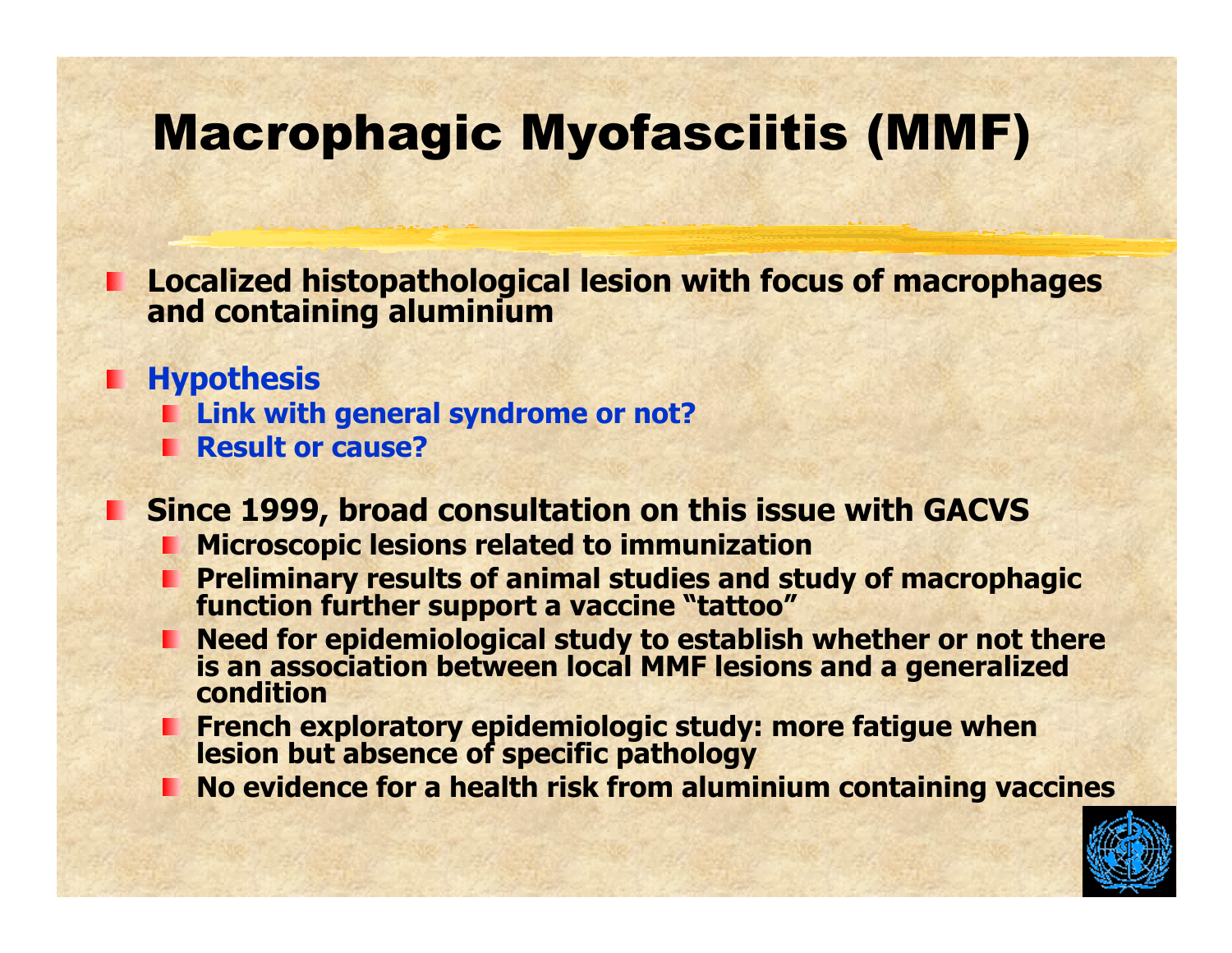# Macrophagic Myofasciitis (MMF)

- **Localized histopathological lesion with focus of macrophages and containing aluminium**
- **Hypothesis**
  - **Link with general syndrome or not?**
  - **Result or cause?**
- **Since 1999, broad consultation on this issue with GACVS**
  - **Microscopic lesions related to immunization**
  - **Preliminary results of animal studies and study of macrophagic function further support a vaccine "tattoo"**
  - **Need for epidemiological study to establish whether or not there is an association between local MMF lesions and a generalized condition**
  - **French exploratory epidemiologic study: more fatigue when lesion but absence of specific pathology**
  - **No evidence for a health risk from aluminium containing vaccines**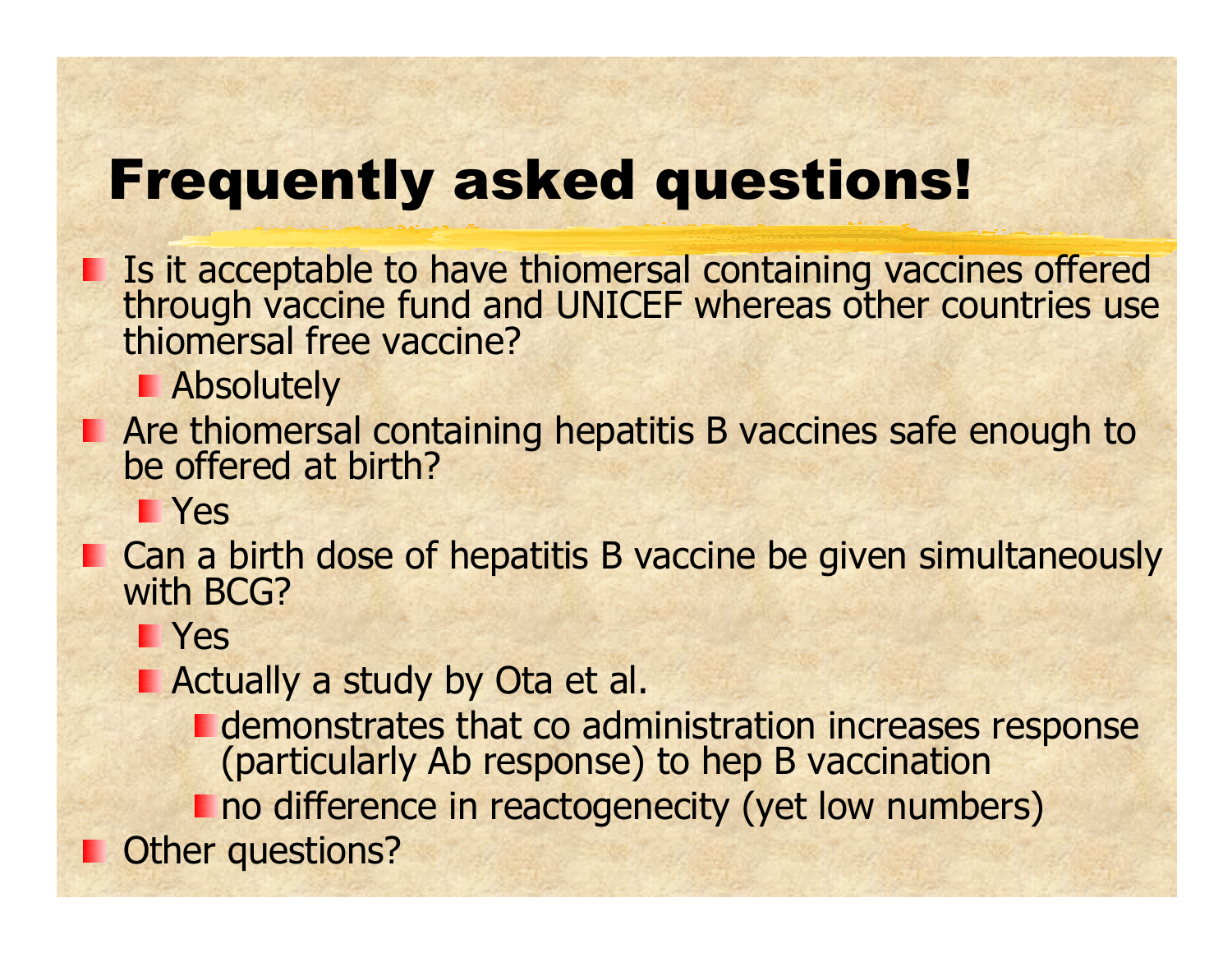# Frequently asked questions!

- Is it acceptable to have thiomersal containing vaccines offered through vaccine fund and UNICEF whereas other countries use thiomersal free vaccine?
  - Absolutely
- Are thiomersal containing hepatitis B vaccines safe enough to be offered at birth?
  - Yes
- Can a birth dose of hepatitis B vaccine be given simultaneously with BCG?
  - Yes
  - Actually a study by Ota et al.
    - demonstrates that co administration increases response (particularly Ab response) to hep B vaccination
    - no difference in reactogenecity (yet low numbers)
- Other questions?